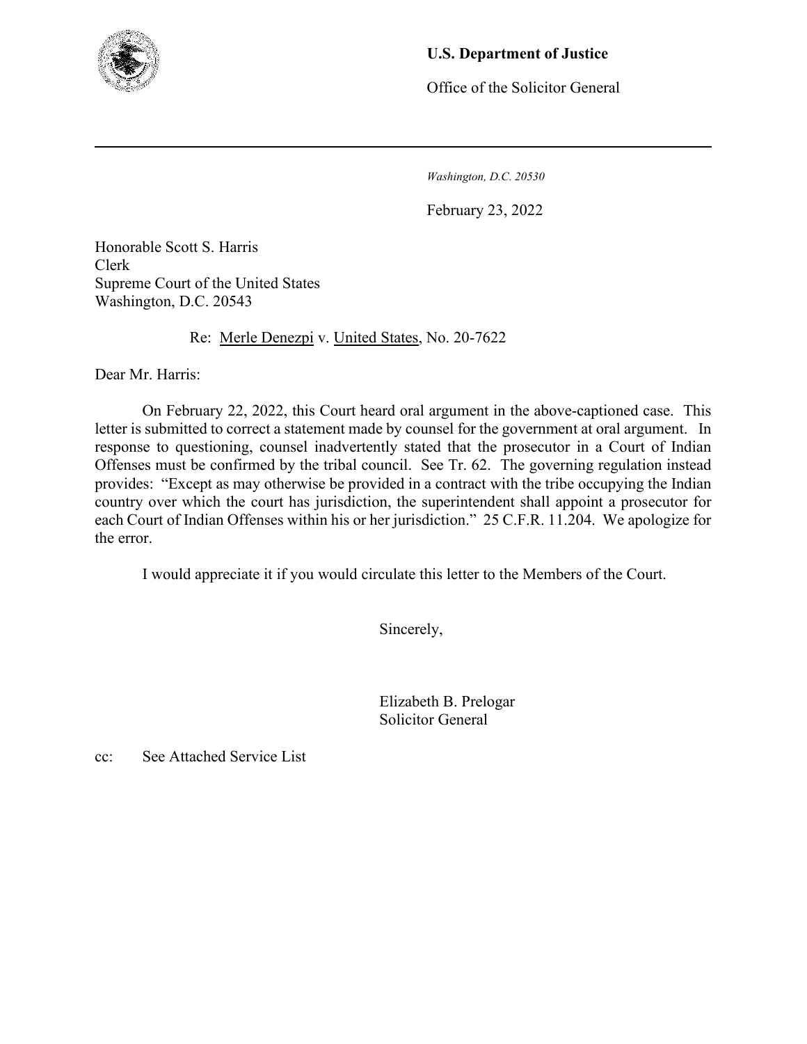**U.S. Department of Justice**

Office of the Solicitor General

---

*Washington, D.C. 20530*

February 23, 2022

Honorable Scott S. Harris
Clerk
Supreme Court of the United States
Washington, D.C. 20543

Re: Merle Denezpi v. United States, No. 20-7622

Dear Mr. Harris:

On February 22, 2022, this Court heard oral argument in the above-captioned case. This letter is submitted to correct a statement made by counsel for the government at oral argument. In response to questioning, counsel inadvertently stated that the prosecutor in a Court of Indian Offenses must be confirmed by the tribal council. See Tr. 62. The governing regulation instead provides: "Except as may otherwise be provided in a contract with the tribe occupying the Indian country over which the court has jurisdiction, the superintendent shall appoint a prosecutor for each Court of Indian Offenses within his or her jurisdiction." 25 C.F.R. 11.204. We apologize for the error.

I would appreciate it if you would circulate this letter to the Members of the Court.

Sincerely,

Elizabeth B. Prelogar
Solicitor General

cc: See Attached Service List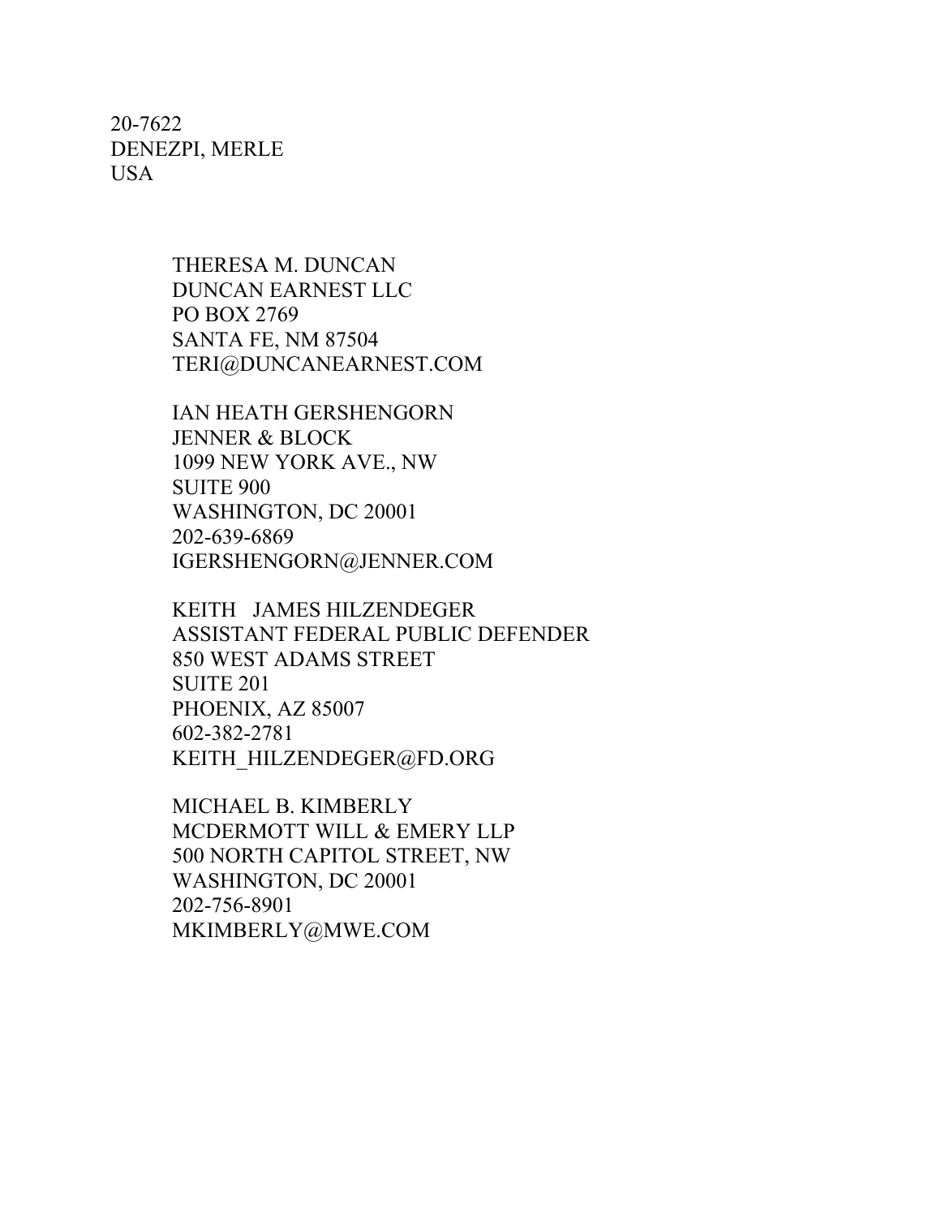20-7622
DENEZPI, MERLE
USA

THERESA M. DUNCAN
DUNCAN EARNEST LLC
PO BOX 2769
SANTA FE, NM 87504
TERI@DUNCANEARNEST.COM

IAN HEATH GERSHENGORN
JENNER & BLOCK
1099 NEW YORK AVE., NW
SUITE 900
WASHINGTON, DC 20001
202-639-6869
IGERSHENGORN@JENNER.COM

KEITH JAMES HILZENDEGER
ASSISTANT FEDERAL PUBLIC DEFENDER
850 WEST ADAMS STREET
SUITE 201
PHOENIX, AZ 85007
602-382-2781
KEITH_HILZENDEGER@FD.ORG

MICHAEL B. KIMBERLY
MCDERMOTT WILL & EMERY LLP
500 NORTH CAPITOL STREET, NW
WASHINGTON, DC 20001
202-756-8901
MKIMBERLY@MWE.COM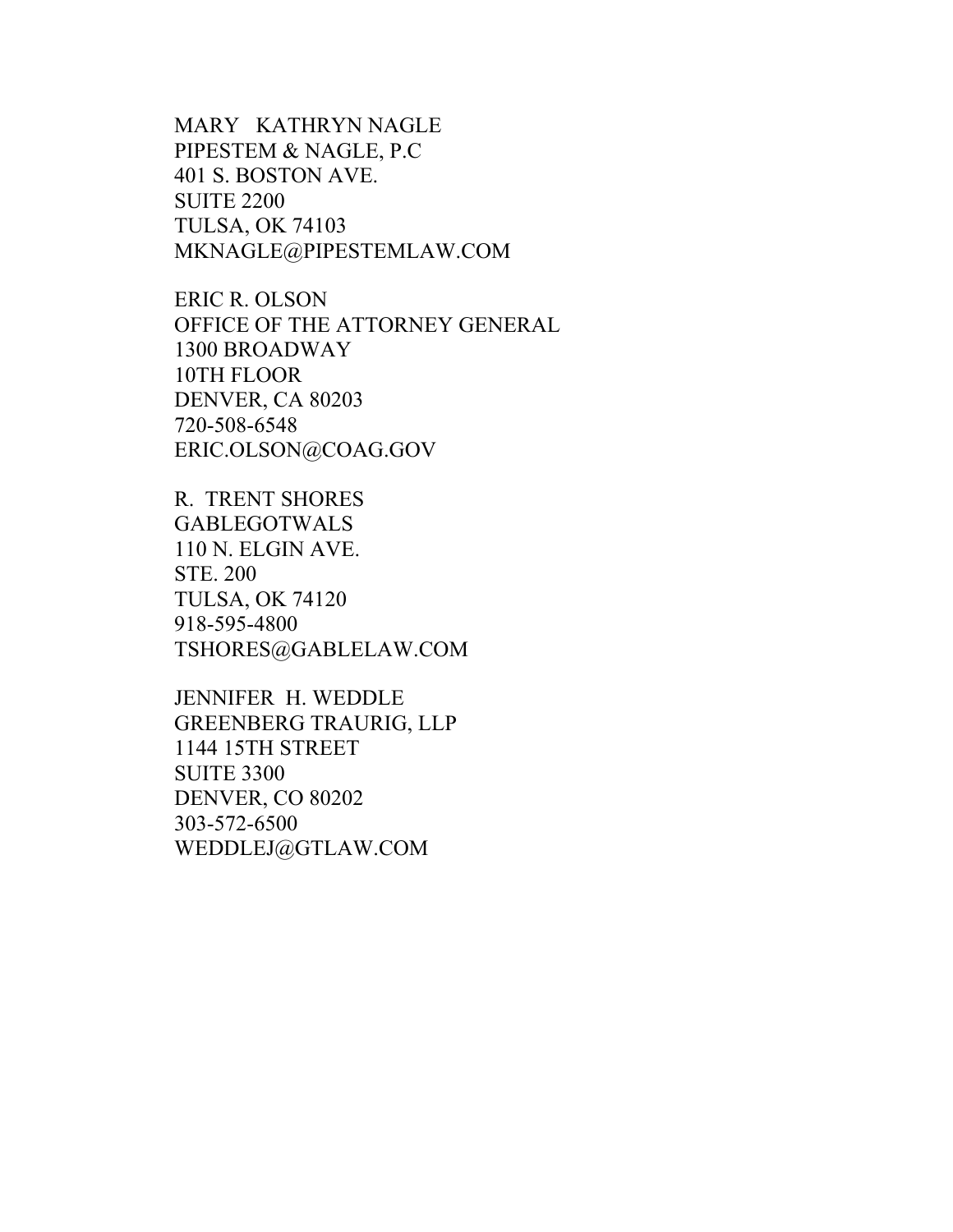MARY KATHRYN NAGLE
PIPESTEM & NAGLE, P.C
401 S. BOSTON AVE.
SUITE 2200
TULSA, OK 74103
MKNAGLE@PIPESTEMLAW.COM

ERIC R. OLSON
OFFICE OF THE ATTORNEY GENERAL
1300 BROADWAY
10TH FLOOR
DENVER, CA 80203
720-508-6548
ERIC.OLSON@COAG.GOV

R. TRENT SHORES
GABLEGOTWALS
110 N. ELGIN AVE.
STE. 200
TULSA, OK 74120
918-595-4800
TSHORES@GABLELAW.COM

JENNIFER H. WEDDLE
GREENBERG TRAURIG, LLP
1144 15TH STREET
SUITE 3300
DENVER, CO 80202
303-572-6500
WEDDLEJ@GTLAW.COM